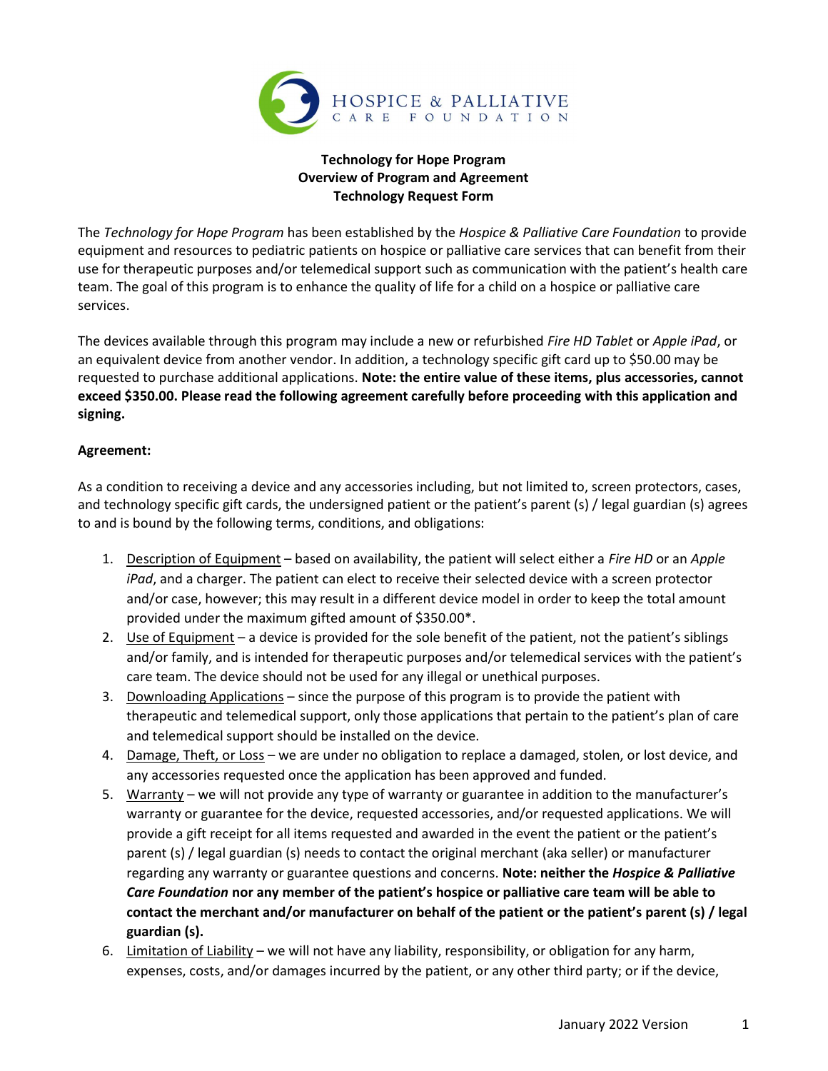HOSPICE & PALLIATIVE CARE FOUNDATION

**Technology for Hope Program**
**Overview of Program and Agreement**
**Technology Request Form**

The *Technology for Hope Program* has been established by the *Hospice & Palliative Care Foundation* to provide equipment and resources to pediatric patients on hospice or palliative care services that can benefit from their use for therapeutic purposes and/or telemedical support such as communication with the patient's health care team. The goal of this program is to enhance the quality of life for a child on a hospice or palliative care services.

The devices available through this program may include a new or refurbished *Fire HD Tablet* or *Apple iPad*, or an equivalent device from another vendor. In addition, a technology specific gift card up to $50.00 may be requested to purchase additional applications. **Note: the entire value of these items, plus accessories, cannot exceed $350.00. Please read the following agreement carefully before proceeding with this application and signing.**

**Agreement:**

As a condition to receiving a device and any accessories including, but not limited to, screen protectors, cases, and technology specific gift cards, the undersigned patient or the patient's parent (s) / legal guardian (s) agrees to and is bound by the following terms, conditions, and obligations:

1. Description of Equipment – based on availability, the patient will select either a *Fire HD* or an *Apple iPad*, and a charger. The patient can elect to receive their selected device with a screen protector and/or case, however; this may result in a different device model in order to keep the total amount provided under the maximum gifted amount of $350.00*.
2. Use of Equipment – a device is provided for the sole benefit of the patient, not the patient's siblings and/or family, and is intended for therapeutic purposes and/or telemedical services with the patient's care team. The device should not be used for any illegal or unethical purposes.
3. Downloading Applications – since the purpose of this program is to provide the patient with therapeutic and telemedical support, only those applications that pertain to the patient's plan of care and telemedical support should be installed on the device.
4. Damage, Theft, or Loss – we are under no obligation to replace a damaged, stolen, or lost device, and any accessories requested once the application has been approved and funded.
5. Warranty – we will not provide any type of warranty or guarantee in addition to the manufacturer's warranty or guarantee for the device, requested accessories, and/or requested applications. We will provide a gift receipt for all items requested and awarded in the event the patient or the patient's parent (s) / legal guardian (s) needs to contact the original merchant (aka seller) or manufacturer regarding any warranty or guarantee questions and concerns. **Note: neither the *Hospice & Palliative Care Foundation* nor any member of the patient's hospice or palliative care team will be able to contact the merchant and/or manufacturer on behalf of the patient or the patient's parent (s) / legal guardian (s).**
6. Limitation of Liability – we will not have any liability, responsibility, or obligation for any harm, expenses, costs, and/or damages incurred by the patient, or any other third party; or if the device,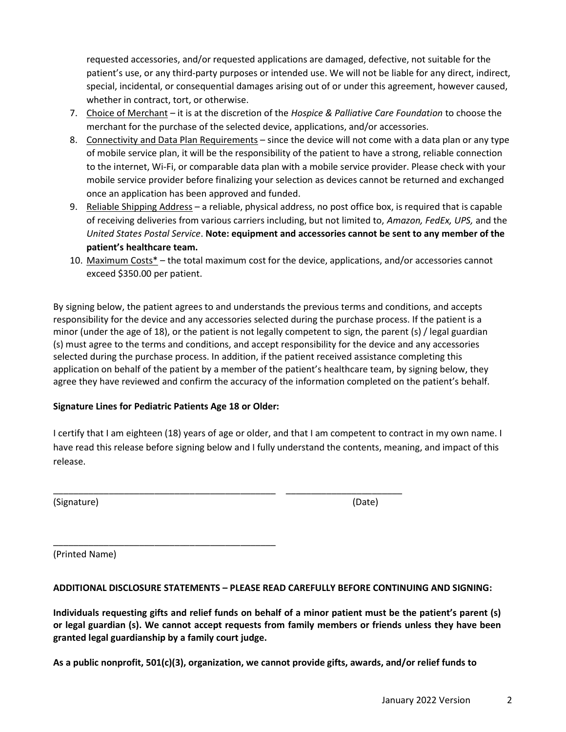requested accessories, and/or requested applications are damaged, defective, not suitable for the patient's use, or any third-party purposes or intended use. We will not be liable for any direct, indirect, special, incidental, or consequential damages arising out of or under this agreement, however caused, whether in contract, tort, or otherwise.

7. Choice of Merchant – it is at the discretion of the *Hospice & Palliative Care Foundation* to choose the merchant for the purchase of the selected device, applications, and/or accessories.
8. Connectivity and Data Plan Requirements – since the device will not come with a data plan or any type of mobile service plan, it will be the responsibility of the patient to have a strong, reliable connection to the internet, Wi-Fi, or comparable data plan with a mobile service provider. Please check with your mobile service provider before finalizing your selection as devices cannot be returned and exchanged once an application has been approved and funded.
9. Reliable Shipping Address – a reliable, physical address, no post office box, is required that is capable of receiving deliveries from various carriers including, but not limited to, *Amazon, FedEx, UPS,* and the *United States Postal Service*. **Note: equipment and accessories cannot be sent to any member of the patient's healthcare team.**
10. Maximum Costs* – the total maximum cost for the device, applications, and/or accessories cannot exceed $350.00 per patient.

By signing below, the patient agrees to and understands the previous terms and conditions, and accepts responsibility for the device and any accessories selected during the purchase process. If the patient is a minor (under the age of 18), or the patient is not legally competent to sign, the parent (s) / legal guardian (s) must agree to the terms and conditions, and accept responsibility for the device and any accessories selected during the purchase process. In addition, if the patient received assistance completing this application on behalf of the patient by a member of the patient's healthcare team, by signing below, they agree they have reviewed and confirm the accuracy of the information completed on the patient's behalf.

**Signature Lines for Pediatric Patients Age 18 or Older:**

I certify that I am eighteen (18) years of age or older, and that I am competent to contract in my own name. I have read this release before signing below and I fully understand the contents, meaning, and impact of this release.

_____________________________________________ _______________________

(Signature) (Date)

_____________________________________________

(Printed Name)

**ADDITIONAL DISCLOSURE STATEMENTS – PLEASE READ CAREFULLY BEFORE CONTINUING AND SIGNING:**

**Individuals requesting gifts and relief funds on behalf of a minor patient must be the patient's parent (s) or legal guardian (s). We cannot accept requests from family members or friends unless they have been granted legal guardianship by a family court judge.**

**As a public nonprofit, 501(c)(3), organization, we cannot provide gifts, awards, and/or relief funds to**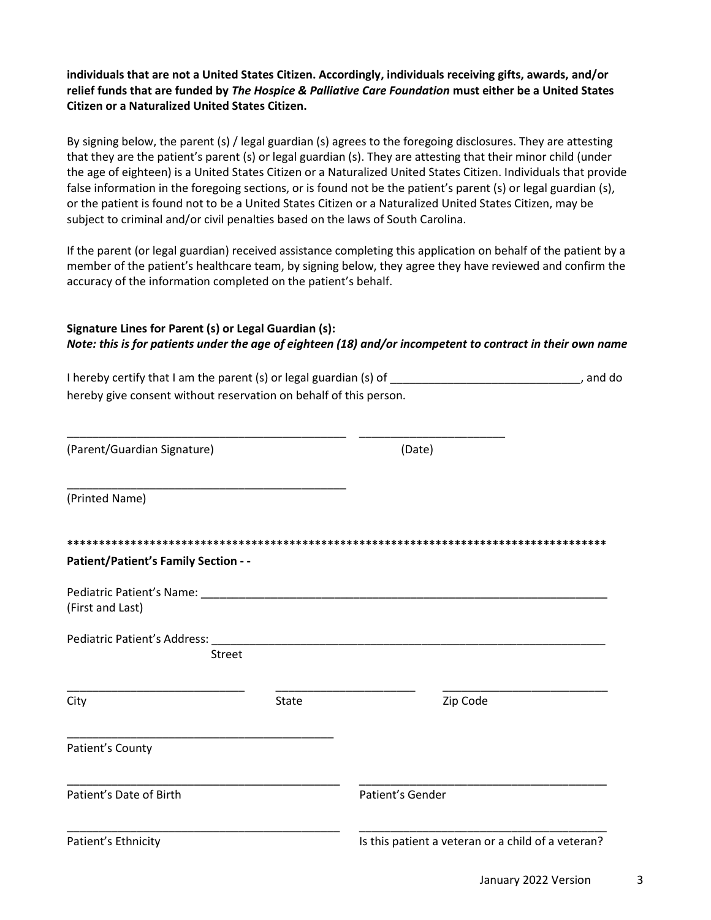**individuals that are not a United States Citizen. Accordingly, individuals receiving gifts, awards, and/or relief funds that are funded by *The Hospice & Palliative Care Foundation* must either be a United States Citizen or a Naturalized United States Citizen.**

By signing below, the parent (s) / legal guardian (s) agrees to the foregoing disclosures. They are attesting that they are the patient's parent (s) or legal guardian (s). They are attesting that their minor child (under the age of eighteen) is a United States Citizen or a Naturalized United States Citizen. Individuals that provide false information in the foregoing sections, or is found not be the patient's parent (s) or legal guardian (s), or the patient is found not to be a United States Citizen or a Naturalized United States Citizen, may be subject to criminal and/or civil penalties based on the laws of South Carolina.

If the parent (or legal guardian) received assistance completing this application on behalf of the patient by a member of the patient's healthcare team, by signing below, they agree they have reviewed and confirm the accuracy of the information completed on the patient's behalf.

**Signature Lines for Parent (s) or Legal Guardian (s):**
***Note: this is for patients under the age of eighteen (18) and/or incompetent to contract in their own name***

I hereby certify that I am the parent (s) or legal guardian (s) of ______________________________, and do hereby give consent without reservation on behalf of this person.

_____________________________________________ ________________________
(Parent/Guardian Signature) (Date)

_____________________________________________
(Printed Name)

****************************************************************************************

**Patient/Patient's Family Section - -**

Pediatric Patient's Name: ____________________________________________________________________
(First and Last)

Pediatric Patient's Address: __________________________________________________________________
Street

____________________________ ______________________ ___________________________
City State Zip Code

____________________________________________
Patient's County

_____________________________________________ _________________________________________
Patient's Date of Birth Patient's Gender

_____________________________________________ _________________________________________
Patient's Ethnicity Is this patient a veteran or a child of a veteran?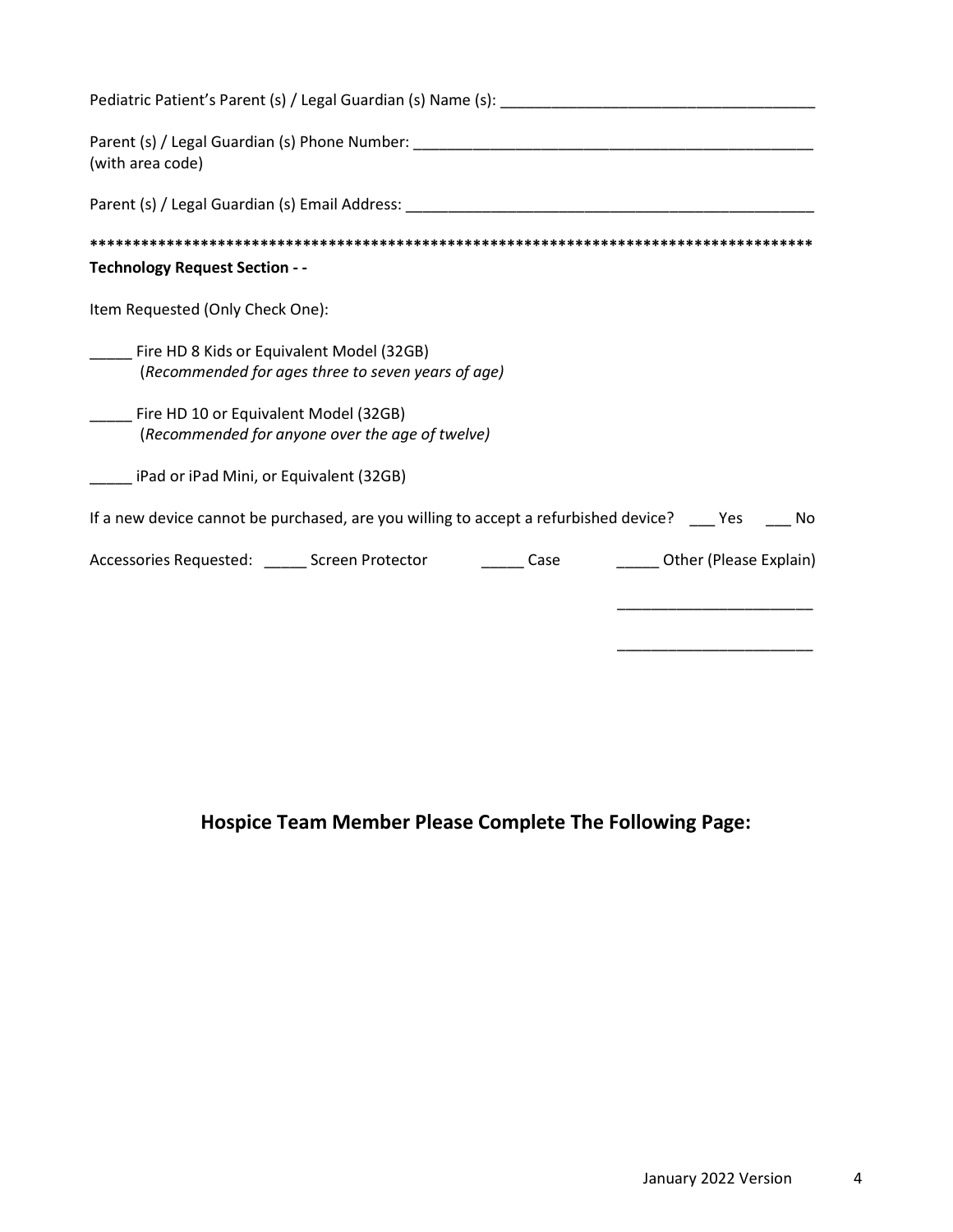Pediatric Patient's Parent (s) / Legal Guardian (s) Name (s): ____________________________________

Parent (s) / Legal Guardian (s) Phone Number: ____________________________________________
(with area code)

Parent (s) / Legal Guardian (s) Email Address: ____________________________________________

**************************************************************************************

**Technology Request Section - -**

Item Requested (Only Check One):

_____ Fire HD 8 Kids or Equivalent Model (32GB)
(*Recommended for ages three to seven years of age)*

_____ Fire HD 10 or Equivalent Model (32GB)
(*Recommended for anyone over the age of twelve)*

_____ iPad or iPad Mini, or Equivalent (32GB)

If a new device cannot be purchased, are you willing to accept a refurbished device? ___ Yes ___ No

Accessories Requested: _____ Screen Protector _____ Case _____ Other (Please Explain)

______________________

______________________

## Hospice Team Member Please Complete The Following Page:

January 2022 Version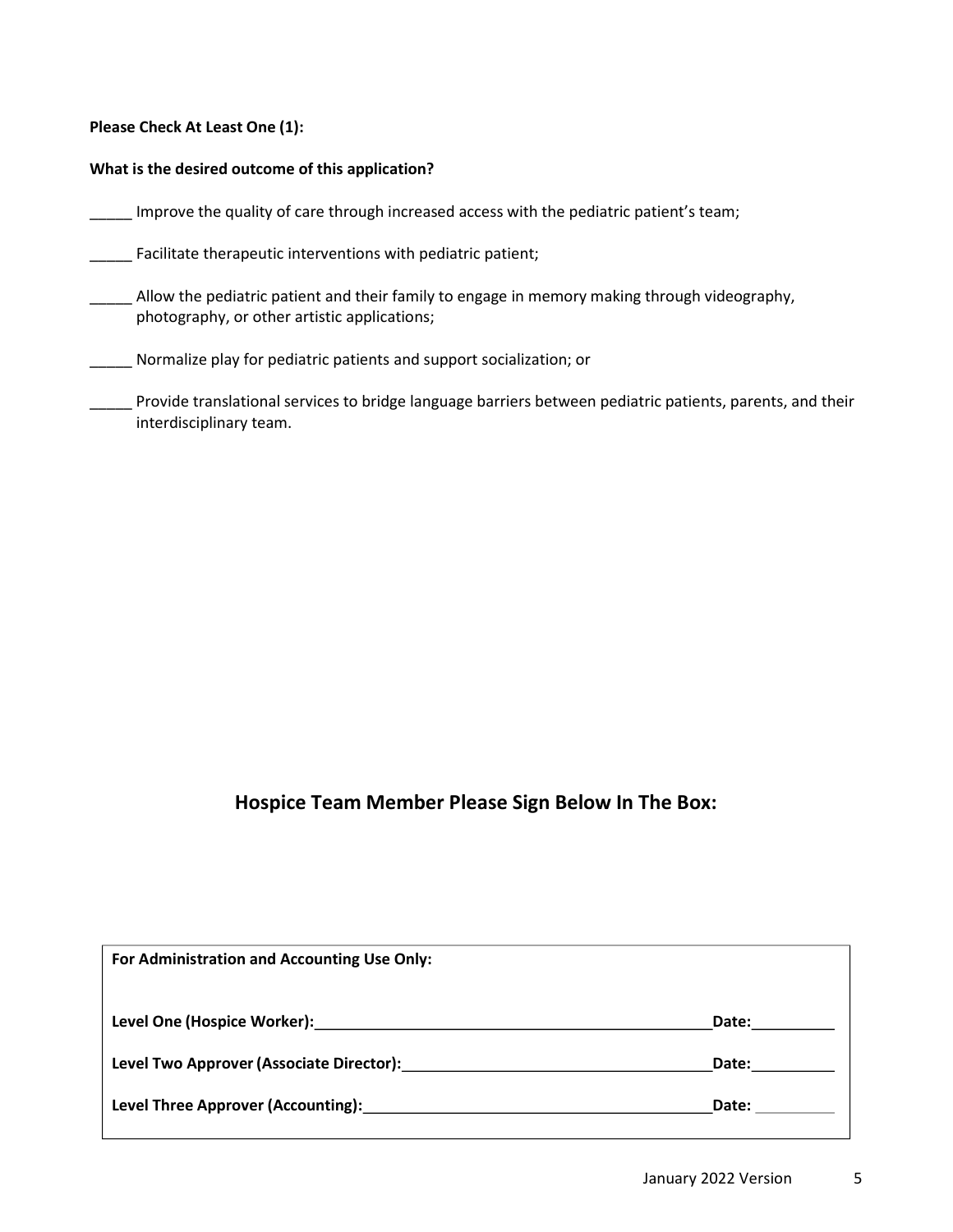**Please Check At Least One (1):**

**What is the desired outcome of this application?**

_____ Improve the quality of care through increased access with the pediatric patient's team;

_____ Facilitate therapeutic interventions with pediatric patient;

_____ Allow the pediatric patient and their family to engage in memory making through videography, photography, or other artistic applications;

_____ Normalize play for pediatric patients and support socialization; or

_____ Provide translational services to bridge language barriers between pediatric patients, parents, and their interdisciplinary team.

## Hospice Team Member Please Sign Below In The Box:

**For Administration and Accounting Use Only:**

**Level One (Hospice Worker):**_______________________________________________**Date:**__________

**Level Two Approver (Associate Director):**___________________________________**Date:**__________

**Level Three Approver (Accounting):**________________________________________**Date:** __________